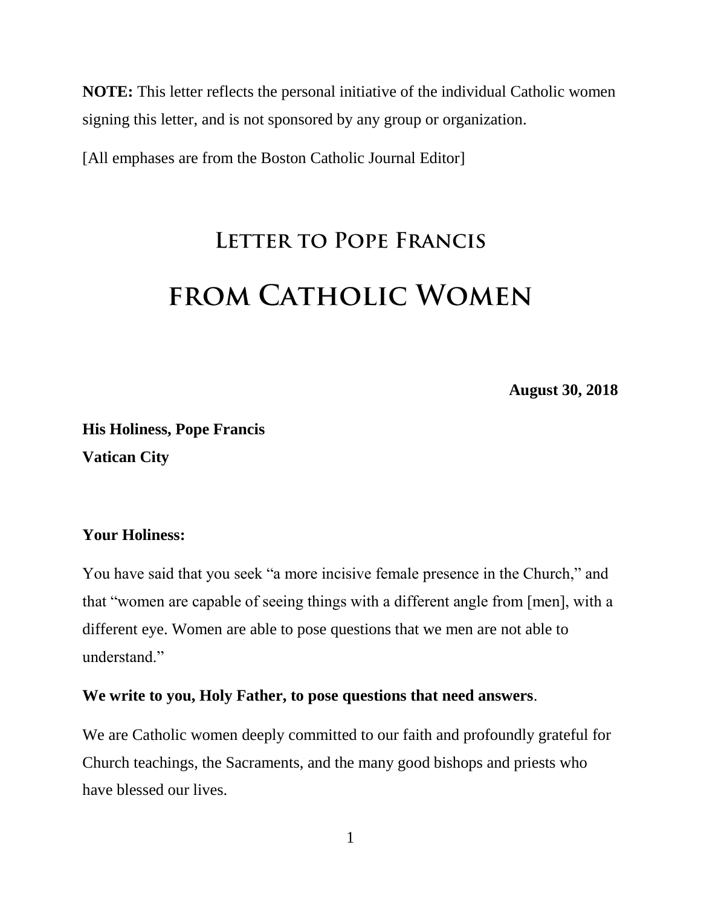**NOTE:** This letter reflects the personal initiative of the individual Catholic women signing this letter, and is not sponsored by any group or organization.

[All emphases are from the Boston Catholic Journal Editor]

# Letter to Pope Francis
# from Catholic Women

**August 30, 2018**

**His Holiness, Pope Francis**
**Vatican City**

**Your Holiness:**

You have said that you seek "a more incisive female presence in the Church," and that "women are capable of seeing things with a different angle from [men], with a different eye. Women are able to pose questions that we men are not able to understand."

**We write to you, Holy Father, to pose questions that need answers**.

We are Catholic women deeply committed to our faith and profoundly grateful for Church teachings, the Sacraments, and the many good bishops and priests who have blessed our lives.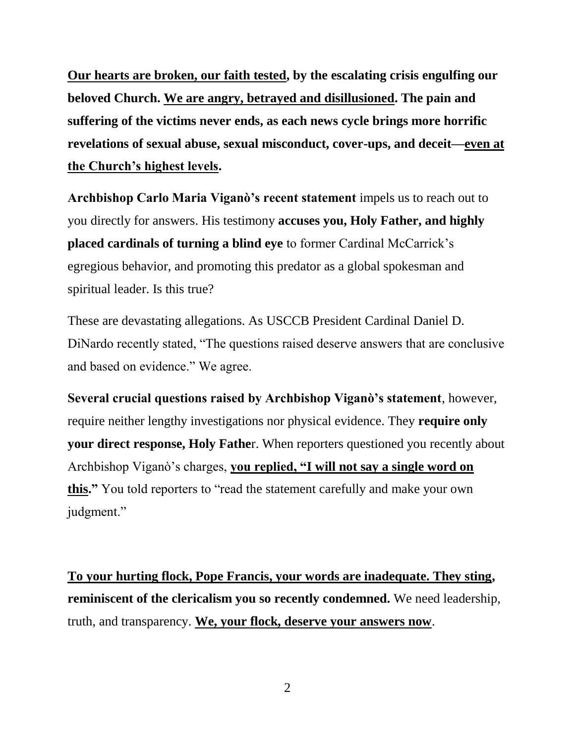**Our hearts are broken, our faith tested, by the escalating crisis engulfing our beloved Church. We are angry, betrayed and disillusioned. The pain and suffering of the victims never ends, as each news cycle brings more horrific revelations of sexual abuse, sexual misconduct, cover-ups, and deceit—even at the Church's highest levels.**

**Archbishop Carlo Maria Viganò's recent statement** impels us to reach out to you directly for answers. His testimony **accuses you, Holy Father, and highly placed cardinals of turning a blind eye** to former Cardinal McCarrick's egregious behavior, and promoting this predator as a global spokesman and spiritual leader. Is this true?

These are devastating allegations. As USCCB President Cardinal Daniel D. DiNardo recently stated, "The questions raised deserve answers that are conclusive and based on evidence." We agree.

**Several crucial questions raised by Archbishop Viganò's statement**, however, require neither lengthy investigations nor physical evidence. They **require only your direct response, Holy Father**. When reporters questioned you recently about Archbishop Viganò's charges, **you replied, "I will not say a single word on this."** You told reporters to "read the statement carefully and make your own judgment."

**To your hurting flock, Pope Francis, your words are inadequate. They sting, reminiscent of the clericalism you so recently condemned.** We need leadership, truth, and transparency. **We, your flock, deserve your answers now**.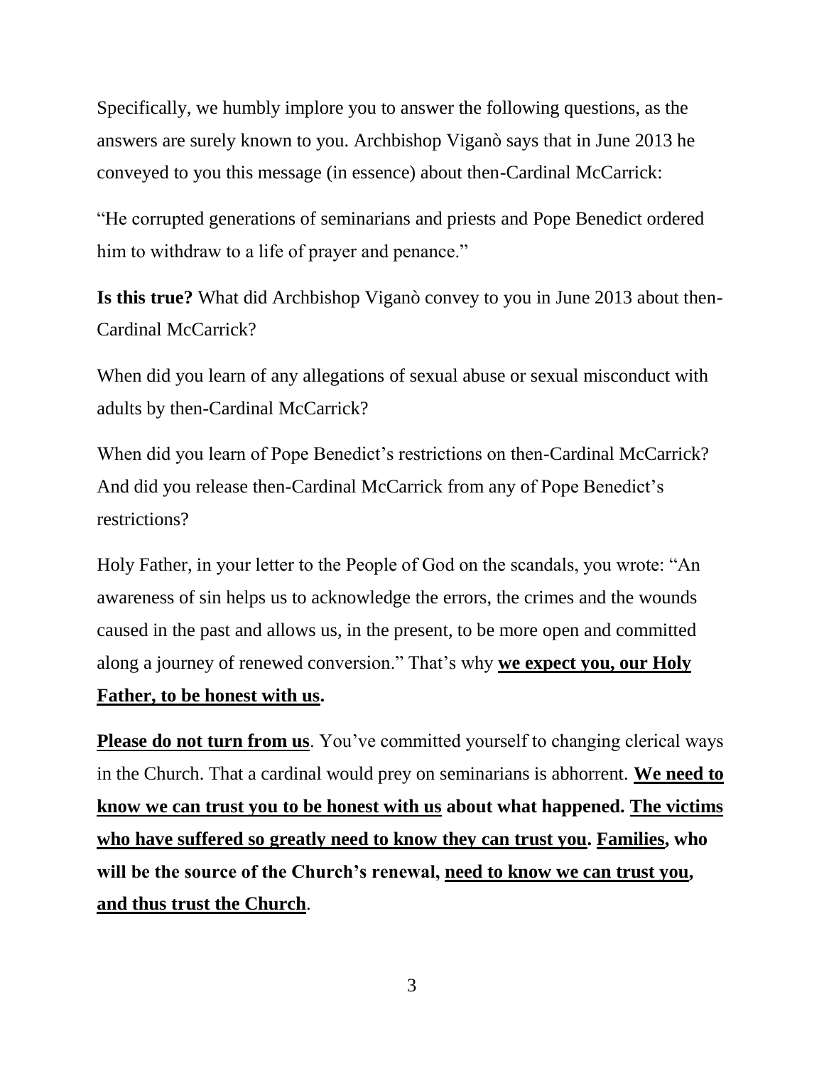Specifically, we humbly implore you to answer the following questions, as the answers are surely known to you. Archbishop Viganò says that in June 2013 he conveyed to you this message (in essence) about then-Cardinal McCarrick:

"He corrupted generations of seminarians and priests and Pope Benedict ordered him to withdraw to a life of prayer and penance."

**Is this true?** What did Archbishop Viganò convey to you in June 2013 about then-Cardinal McCarrick?

When did you learn of any allegations of sexual abuse or sexual misconduct with adults by then-Cardinal McCarrick?

When did you learn of Pope Benedict's restrictions on then-Cardinal McCarrick? And did you release then-Cardinal McCarrick from any of Pope Benedict's restrictions?

Holy Father, in your letter to the People of God on the scandals, you wrote: "An awareness of sin helps us to acknowledge the errors, the crimes and the wounds caused in the past and allows us, in the present, to be more open and committed along a journey of renewed conversion." That's why <u>**we expect you, our Holy Father, to be honest with us**</u>**.**

<u>**Please do not turn from us**</u>. You've committed yourself to changing clerical ways in the Church. That a cardinal would prey on seminarians is abhorrent. <u>**We need to know we can trust you to be honest with us**</u> **about what happened.** <u>**The victims who have suffered so greatly need to know they can trust you**</u>**.** <u>**Families**</u>**, who will be the source of the Church's renewal,** <u>**need to know we can trust you, and thus trust the Church**</u>.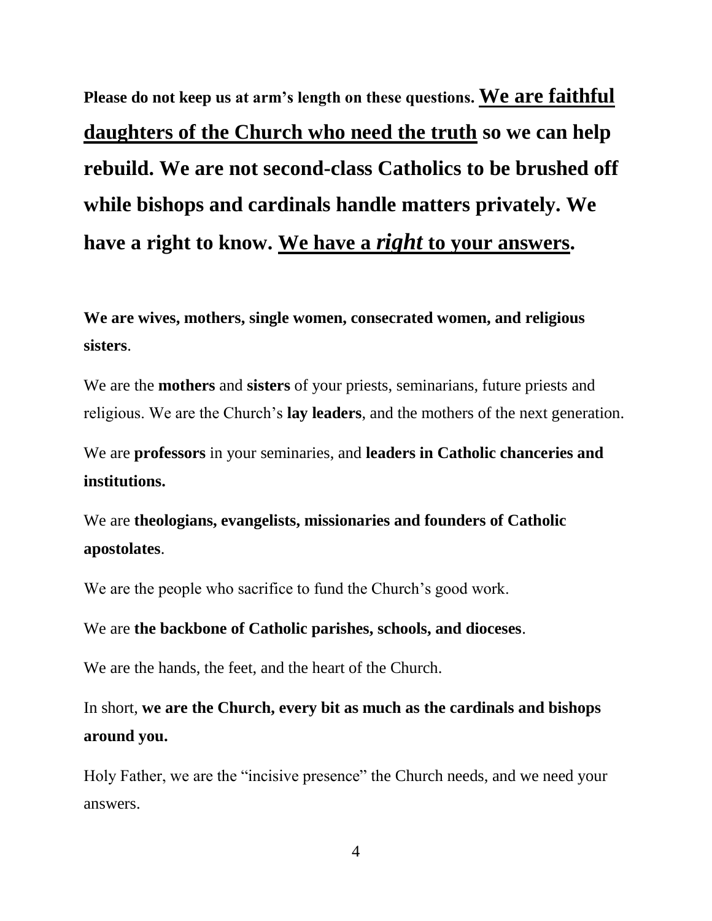**Please do not keep us at arm's length on these questions. <u>We are faithful daughters of the Church who need the truth</u> so we can help rebuild. We are not second-class Catholics to be brushed off while bishops and cardinals handle matters privately. We have a right to know. <u>We have a *right* to your answers</u>.**

**We are wives, mothers, single women, consecrated women, and religious sisters**.

We are the **mothers** and **sisters** of your priests, seminarians, future priests and religious. We are the Church's **lay leaders**, and the mothers of the next generation.

We are **professors** in your seminaries, and **leaders in Catholic chanceries and institutions.**

We are **theologians, evangelists, missionaries and founders of Catholic apostolates**.

We are the people who sacrifice to fund the Church's good work.

We are **the backbone of Catholic parishes, schools, and dioceses**.

We are the hands, the feet, and the heart of the Church.

In short, **we are the Church, every bit as much as the cardinals and bishops around you.**

Holy Father, we are the "incisive presence" the Church needs, and we need your answers.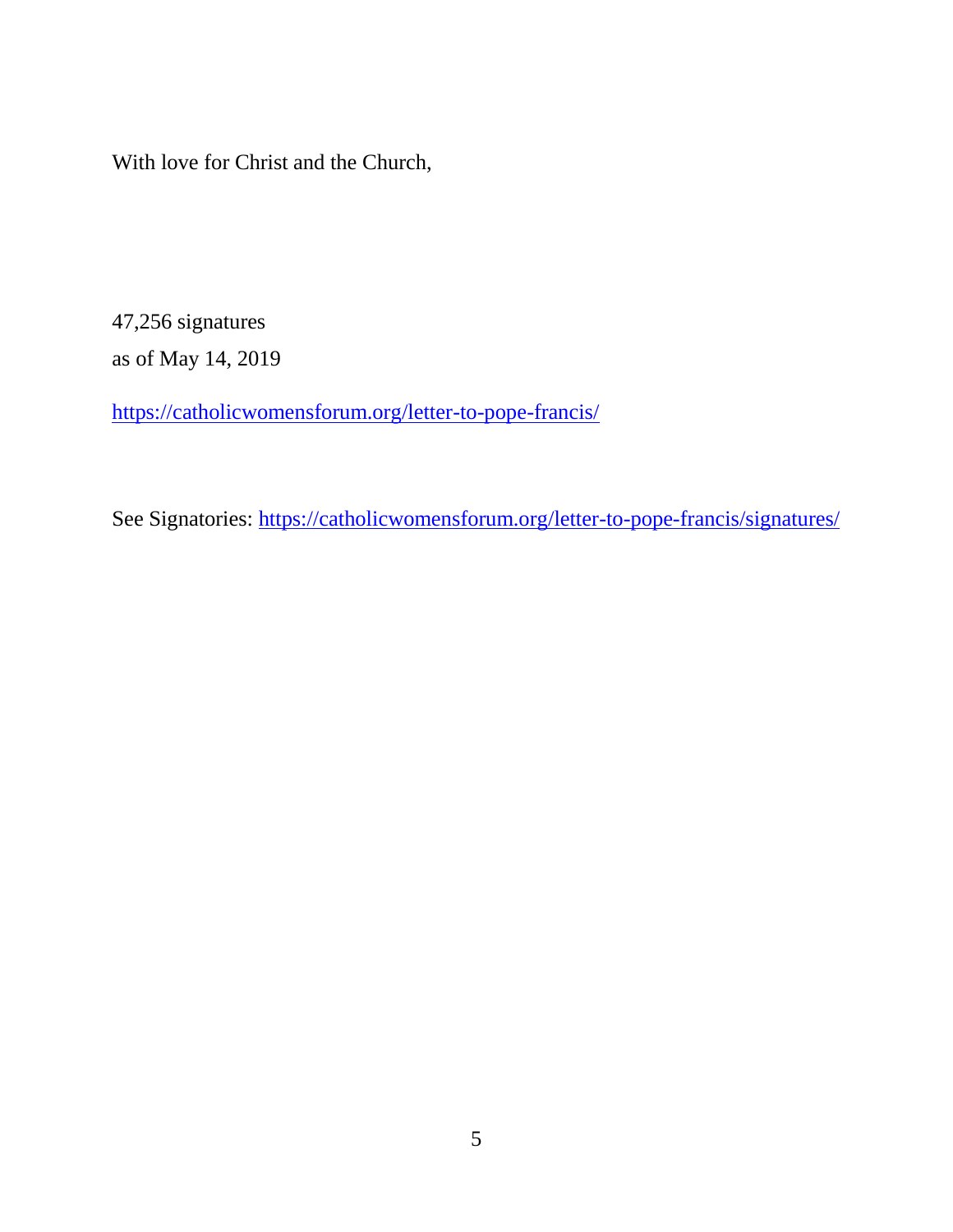With love for Christ and the Church,

47,256 signatures
as of May 14, 2019

https://catholicwomensforum.org/letter-to-pope-francis/

See Signatories: https://catholicwomensforum.org/letter-to-pope-francis/signatures/